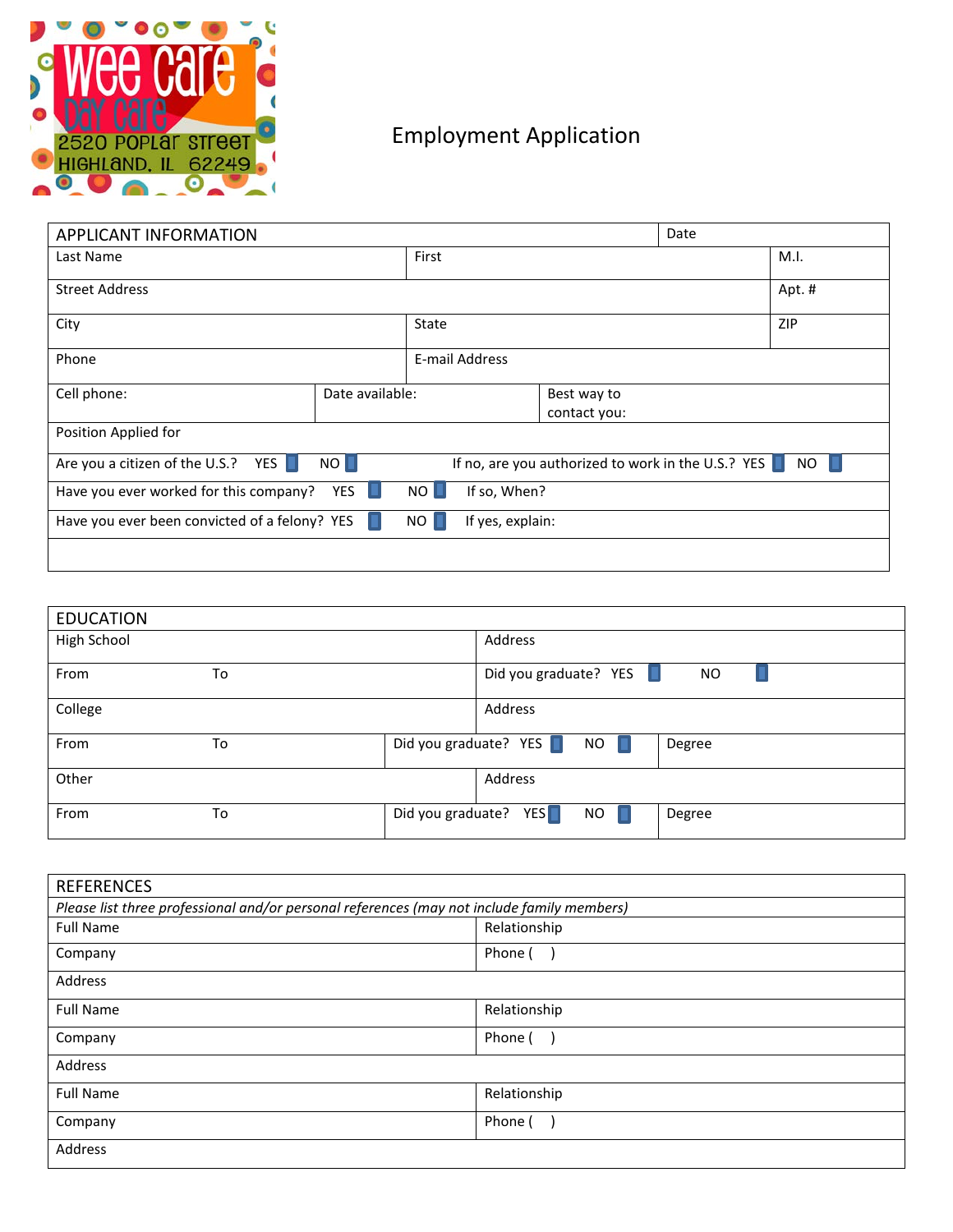Wee Care Day Care
2520 Poplar Street
Highland, IL 62249

# Employment Application

| APPLICANT INFORMATION | | | Date |
|---|---|---|---|
| Last Name | First | | M.I. |
| Street Address | | | Apt. # |
| City | State | | ZIP |
| Phone | E-mail Address | | |
| Cell phone: | Date available: | Best way to contact you: | |
| Position Applied for | | | |
| Are you a citizen of the U.S.? YES ▯ NO ▯ | If no, are you authorized to work in the U.S.? YES ▯ NO ▯ | | |
| Have you ever worked for this company? YES ▯ NO ▯ | If so, When? | | |
| Have you ever been convicted of a felony? YES ▯ NO ▯ | If yes, explain: | | |
| | | | |

| EDUCATION | | | |
|---|---|---|---|
| High School | | Address | |
| From | To | Did you graduate? YES ▯ NO ▯ | |
| College | | Address | |
| From | To | Did you graduate? YES ▯ NO ▯ | Degree |
| Other | | Address | |
| From | To | Did you graduate? YES ▯ NO ▯ | Degree |

| REFERENCES | |
|---|---|
| *Please list three professional and/or personal references (may not include family members)* | |
| Full Name | Relationship |
| Company | Phone (   ) |
| Address | |
| Full Name | Relationship |
| Company | Phone (   ) |
| Address | |
| Full Name | Relationship |
| Company | Phone (   ) |
| Address | |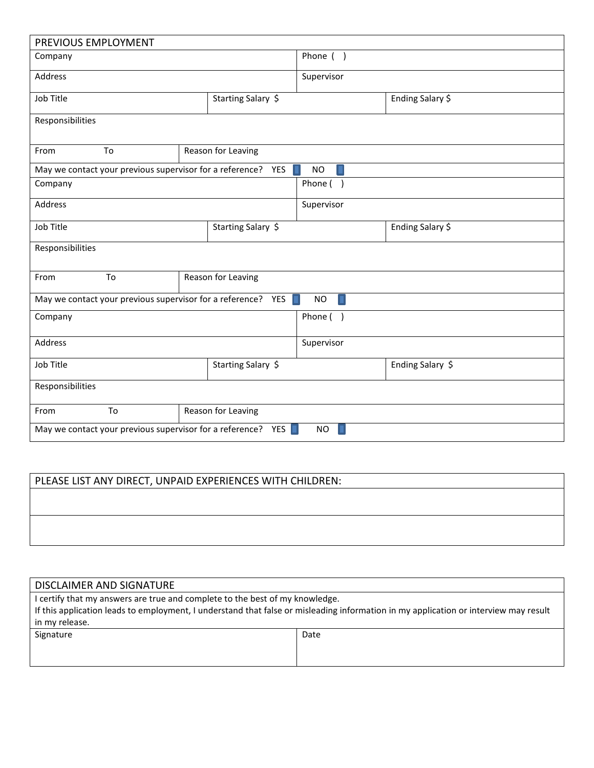## PREVIOUS EMPLOYMENT

| | | |
|---|---|---|
| Company | Phone ( ) | |
| Address | Supervisor | |
| Job Title | Starting Salary $ | Ending Salary $ |
| Responsibilities | | |
| From To | Reason for Leaving | |
| May we contact your previous supervisor for a reference? YES ☐ NO ☐ | | |
| Company | Phone ( ) | |
| Address | Supervisor | |
| Job Title | Starting Salary $ | Ending Salary $ |
| Responsibilities | | |
| From To | Reason for Leaving | |
| May we contact your previous supervisor for a reference? YES ☐ NO ☐ | | |
| Company | Phone ( ) | |
| Address | Supervisor | |
| Job Title | Starting Salary $ | Ending Salary $ |
| Responsibilities | | |
| From To | Reason for Leaving | |
| May we contact your previous supervisor for a reference? YES ☐ NO ☐ | | |

## PLEASE LIST ANY DIRECT, UNPAID EXPERIENCES WITH CHILDREN:

| |
|---|
| |
| |

## DISCLAIMER AND SIGNATURE

I certify that my answers are true and complete to the best of my knowledge.
If this application leads to employment, I understand that false or misleading information in my application or interview may result in my release.

| | |
|---|---|
| Signature | Date |